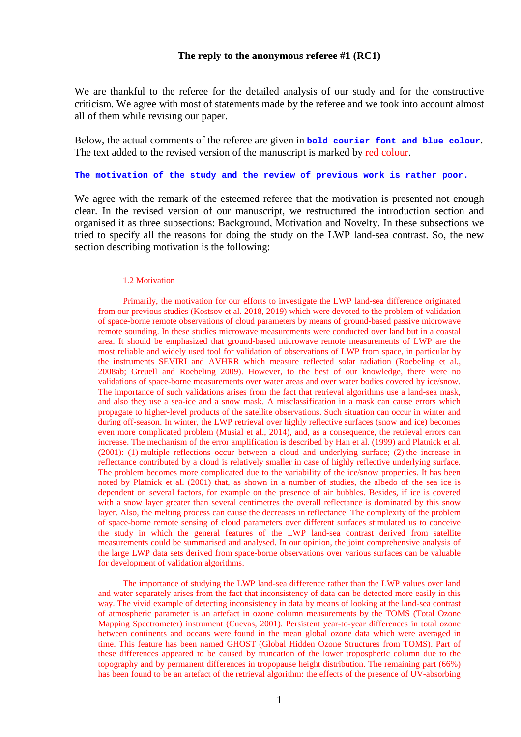**The reply to the anonymous referee #1 (RC1)**

We are thankful to the referee for the detailed analysis of our study and for the constructive criticism. We agree with most of statements made by the referee and we took into account almost all of them while revising our paper.

Below, the actual comments of the referee are given in **`bold courier font and blue colour`**. The text added to the revised version of the manuscript is marked by red colour.

**`The motivation of the study and the review of previous work is rather poor.`**

We agree with the remark of the esteemed referee that the motivation is presented not enough clear. In the revised version of our manuscript, we restructured the introduction section and organised it as three subsections: Background, Motivation and Novelty. In these subsections we tried to specify all the reasons for doing the study on the LWP land-sea contrast. So, the new section describing motivation is the following:

1.2 Motivation

Primarily, the motivation for our efforts to investigate the LWP land-sea difference originated from our previous studies (Kostsov et al. 2018, 2019) which were devoted to the problem of validation of space-borne remote observations of cloud parameters by means of ground-based passive microwave remote sounding. In these studies microwave measurements were conducted over land but in a coastal area. It should be emphasized that ground-based microwave remote measurements of LWP are the most reliable and widely used tool for validation of observations of LWP from space, in particular by the instruments SEVIRI and AVHRR which measure reflected solar radiation (Roebeling et al., 2008ab; Greuell and Roebeling 2009). However, to the best of our knowledge, there were no validations of space-borne measurements over water areas and over water bodies covered by ice/snow. The importance of such validations arises from the fact that retrieval algorithms use a land-sea mask, and also they use a sea-ice and a snow mask. A misclassification in a mask can cause errors which propagate to higher-level products of the satellite observations. Such situation can occur in winter and during off-season. In winter, the LWP retrieval over highly reflective surfaces (snow and ice) becomes even more complicated problem (Musial et al., 2014), and, as a consequence, the retrieval errors can increase. The mechanism of the error amplification is described by Han et al. (1999) and Platnick et al. (2001): (1) multiple reflections occur between a cloud and underlying surface; (2) the increase in reflectance contributed by a cloud is relatively smaller in case of highly reflective underlying surface. The problem becomes more complicated due to the variability of the ice/snow properties. It has been noted by Platnick et al. (2001) that, as shown in a number of studies, the albedo of the sea ice is dependent on several factors, for example on the presence of air bubbles. Besides, if ice is covered with a snow layer greater than several centimetres the overall reflectance is dominated by this snow layer. Also, the melting process can cause the decreases in reflectance. The complexity of the problem of space-borne remote sensing of cloud parameters over different surfaces stimulated us to conceive the study in which the general features of the LWP land-sea contrast derived from satellite measurements could be summarised and analysed. In our opinion, the joint comprehensive analysis of the large LWP data sets derived from space-borne observations over various surfaces can be valuable for development of validation algorithms.

The importance of studying the LWP land-sea difference rather than the LWP values over land and water separately arises from the fact that inconsistency of data can be detected more easily in this way. The vivid example of detecting inconsistency in data by means of looking at the land-sea contrast of atmospheric parameter is an artefact in ozone column measurements by the TOMS (Total Ozone Mapping Spectrometer) instrument (Cuevas, 2001). Persistent year-to-year differences in total ozone between continents and oceans were found in the mean global ozone data which were averaged in time. This feature has been named GHOST (Global Hidden Ozone Structures from TOMS). Part of these differences appeared to be caused by truncation of the lower tropospheric column due to the topography and by permanent differences in tropopause height distribution. The remaining part (66%) has been found to be an artefact of the retrieval algorithm: the effects of the presence of UV-absorbing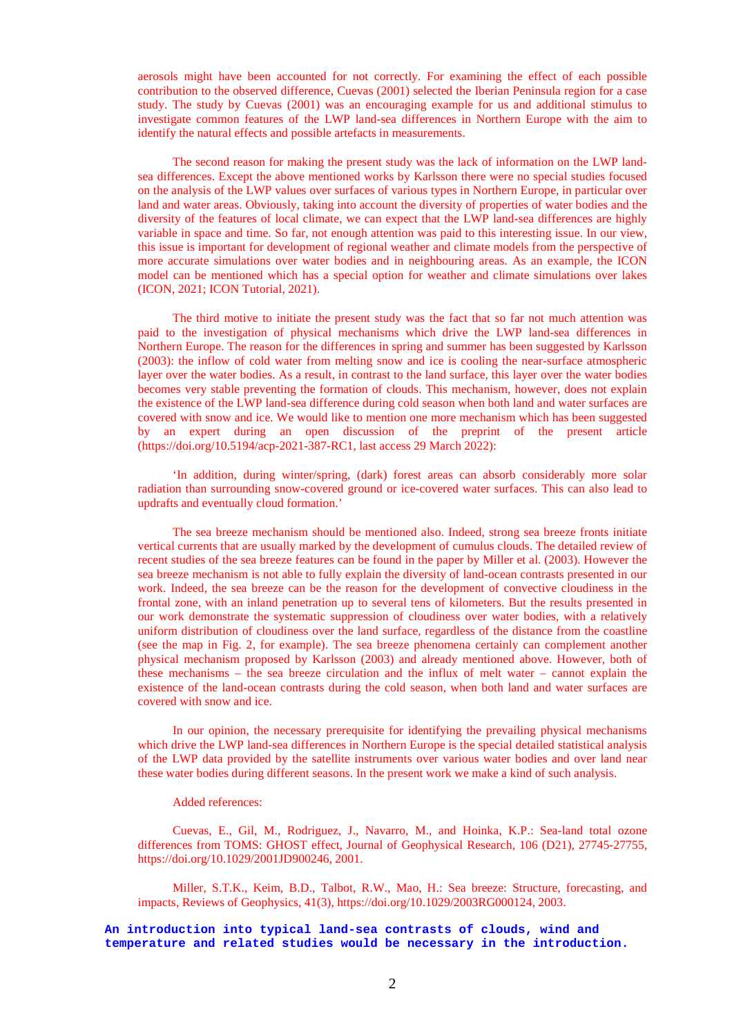aerosols might have been accounted for not correctly. For examining the effect of each possible contribution to the observed difference, Cuevas (2001) selected the Iberian Peninsula region for a case study. The study by Cuevas (2001) was an encouraging example for us and additional stimulus to investigate common features of the LWP land-sea differences in Northern Europe with the aim to identify the natural effects and possible artefacts in measurements.

The second reason for making the present study was the lack of information on the LWP land-sea differences. Except the above mentioned works by Karlsson there were no special studies focused on the analysis of the LWP values over surfaces of various types in Northern Europe, in particular over land and water areas. Obviously, taking into account the diversity of properties of water bodies and the diversity of the features of local climate, we can expect that the LWP land-sea differences are highly variable in space and time. So far, not enough attention was paid to this interesting issue. In our view, this issue is important for development of regional weather and climate models from the perspective of more accurate simulations over water bodies and in neighbouring areas. As an example, the ICON model can be mentioned which has a special option for weather and climate simulations over lakes (ICON, 2021; ICON Tutorial, 2021).

The third motive to initiate the present study was the fact that so far not much attention was paid to the investigation of physical mechanisms which drive the LWP land-sea differences in Northern Europe. The reason for the differences in spring and summer has been suggested by Karlsson (2003): the inflow of cold water from melting snow and ice is cooling the near-surface atmospheric layer over the water bodies. As a result, in contrast to the land surface, this layer over the water bodies becomes very stable preventing the formation of clouds. This mechanism, however, does not explain the existence of the LWP land-sea difference during cold season when both land and water surfaces are covered with snow and ice. We would like to mention one more mechanism which has been suggested by an expert during an open discussion of the preprint of the present article (https://doi.org/10.5194/acp-2021-387-RC1, last access 29 March 2022):

'In addition, during winter/spring, (dark) forest areas can absorb considerably more solar radiation than surrounding snow-covered ground or ice-covered water surfaces. This can also lead to updrafts and eventually cloud formation.'

The sea breeze mechanism should be mentioned also. Indeed, strong sea breeze fronts initiate vertical currents that are usually marked by the development of cumulus clouds. The detailed review of recent studies of the sea breeze features can be found in the paper by Miller et al. (2003). However the sea breeze mechanism is not able to fully explain the diversity of land-ocean contrasts presented in our work. Indeed, the sea breeze can be the reason for the development of convective cloudiness in the frontal zone, with an inland penetration up to several tens of kilometers. But the results presented in our work demonstrate the systematic suppression of cloudiness over water bodies, with a relatively uniform distribution of cloudiness over the land surface, regardless of the distance from the coastline (see the map in Fig. 2, for example). The sea breeze phenomena certainly can complement another physical mechanism proposed by Karlsson (2003) and already mentioned above. However, both of these mechanisms – the sea breeze circulation and the influx of melt water – cannot explain the existence of the land-ocean contrasts during the cold season, when both land and water surfaces are covered with snow and ice.

In our opinion, the necessary prerequisite for identifying the prevailing physical mechanisms which drive the LWP land-sea differences in Northern Europe is the special detailed statistical analysis of the LWP data provided by the satellite instruments over various water bodies and over land near these water bodies during different seasons. In the present work we make a kind of such analysis.

Added references:

Cuevas, E., Gil, M., Rodriguez, J., Navarro, M., and Hoinka, K.P.: Sea-land total ozone differences from TOMS: GHOST effect, Journal of Geophysical Research, 106 (D21), 27745-27755, https://doi.org/10.1029/2001JD900246, 2001.

Miller, S.T.K., Keim, B.D., Talbot, R.W., Mao, H.: Sea breeze: Structure, forecasting, and impacts, Reviews of Geophysics, 41(3), https://doi.org/10.1029/2003RG000124, 2003.

**An introduction into typical land-sea contrasts of clouds, wind and temperature and related studies would be necessary in the introduction.**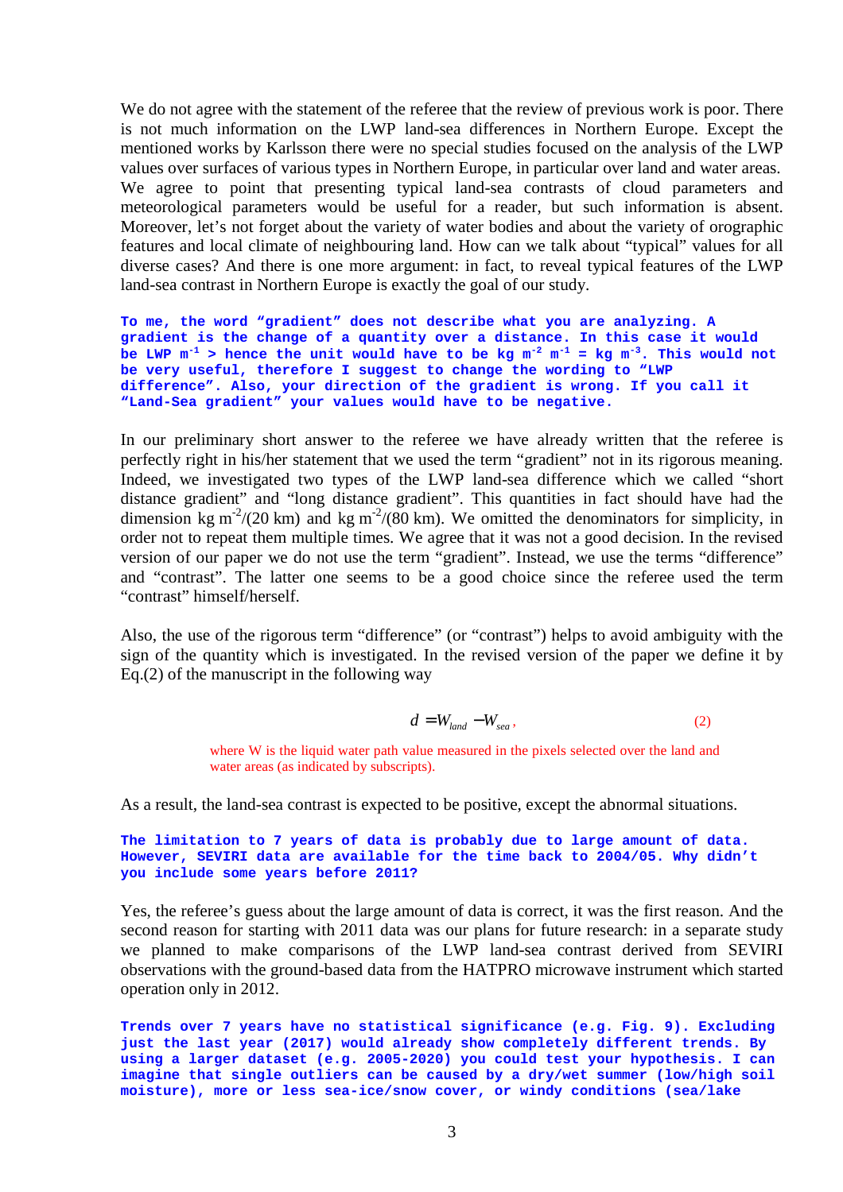We do not agree with the statement of the referee that the review of previous work is poor. There is not much information on the LWP land-sea differences in Northern Europe. Except the mentioned works by Karlsson there were no special studies focused on the analysis of the LWP values over surfaces of various types in Northern Europe, in particular over land and water areas. We agree to point that presenting typical land-sea contrasts of cloud parameters and meteorological parameters would be useful for a reader, but such information is absent. Moreover, let's not forget about the variety of water bodies and about the variety of orographic features and local climate of neighbouring land. How can we talk about "typical" values for all diverse cases? And there is one more argument: in fact, to reveal typical features of the LWP land-sea contrast in Northern Europe is exactly the goal of our study.

**To me, the word "gradient" does not describe what you are analyzing. A gradient is the change of a quantity over a distance. In this case it would be LWP $m^{-1}$ > hence the unit would have to be kg $m^{-2}$ $m^{-1}$ = kg $m^{-3}$. This would not be very useful, therefore I suggest to change the wording to "LWP difference". Also, your direction of the gradient is wrong. If you call it "Land-Sea gradient" your values would have to be negative.**

In our preliminary short answer to the referee we have already written that the referee is perfectly right in his/her statement that we used the term "gradient" not in its rigorous meaning. Indeed, we investigated two types of the LWP land-sea difference which we called "short distance gradient" and "long distance gradient". This quantities in fact should have had the dimension kg $m^{-2}$/(20 km) and kg $m^{-2}$/(80 km). We omitted the denominators for simplicity, in order not to repeat them multiple times. We agree that it was not a good decision. In the revised version of our paper we do not use the term "gradient". Instead, we use the terms "difference" and "contrast". The latter one seems to be a good choice since the referee used the term "contrast" himself/herself.

Also, the use of the rigorous term "difference" (or "contrast") helps to avoid ambiguity with the sign of the quantity which is investigated. In the revised version of the paper we define it by Eq.(2) of the manuscript in the following way

$$d = W_{land} - W_{sea}, \qquad (2)$$

where W is the liquid water path value measured in the pixels selected over the land and water areas (as indicated by subscripts).

As a result, the land-sea contrast is expected to be positive, except the abnormal situations.

**The limitation to 7 years of data is probably due to large amount of data. However, SEVIRI data are available for the time back to 2004/05. Why didn't you include some years before 2011?**

Yes, the referee's guess about the large amount of data is correct, it was the first reason. And the second reason for starting with 2011 data was our plans for future research: in a separate study we planned to make comparisons of the LWP land-sea contrast derived from SEVIRI observations with the ground-based data from the HATPRO microwave instrument which started operation only in 2012.

**Trends over 7 years have no statistical significance (e.g. Fig. 9). Excluding just the last year (2017) would already show completely different trends. By using a larger dataset (e.g. 2005-2020) you could test your hypothesis. I can imagine that single outliers can be caused by a dry/wet summer (low/high soil moisture), more or less sea-ice/snow cover, or windy conditions (sea/lake**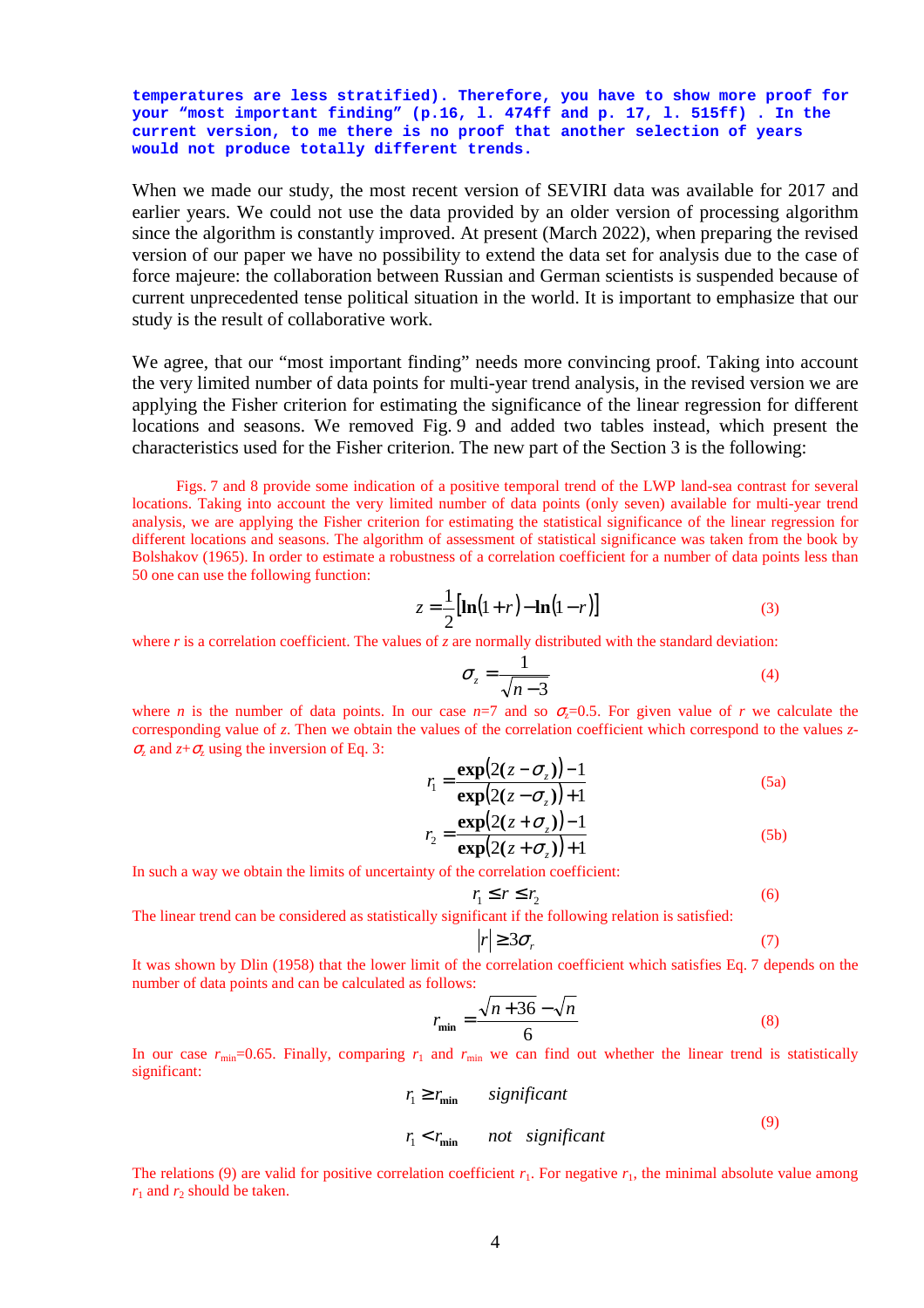**temperatures are less stratified). Therefore, you have to show more proof for your "most important finding" (p.16, l. 474ff and p. 17, l. 515ff) . In the current version, to me there is no proof that another selection of years would not produce totally different trends.**

When we made our study, the most recent version of SEVIRI data was available for 2017 and earlier years. We could not use the data provided by an older version of processing algorithm since the algorithm is constantly improved. At present (March 2022), when preparing the revised version of our paper we have no possibility to extend the data set for analysis due to the case of force majeure: the collaboration between Russian and German scientists is suspended because of current unprecedented tense political situation in the world. It is important to emphasize that our study is the result of collaborative work.

We agree, that our "most important finding" needs more convincing proof. Taking into account the very limited number of data points for multi-year trend analysis, in the revised version we are applying the Fisher criterion for estimating the significance of the linear regression for different locations and seasons. We removed Fig. 9 and added two tables instead, which present the characteristics used for the Fisher criterion. The new part of the Section 3 is the following:

Figs. 7 and 8 provide some indication of a positive temporal trend of the LWP land-sea contrast for several locations. Taking into account the very limited number of data points (only seven) available for multi-year trend analysis, we are applying the Fisher criterion for estimating the statistical significance of the linear regression for different locations and seasons. The algorithm of assessment of statistical significance was taken from the book by Bolshakov (1965). In order to estimate a robustness of a correlation coefficient for a number of data points less than 50 one can use the following function:

$$z = \frac{1}{2}\left[\ln(1+r) - \ln(1-r)\right] \tag{3}$$

where $r$ is a correlation coefficient. The values of $z$ are normally distributed with the standard deviation:

$$\sigma_z = \frac{1}{\sqrt{n-3}} \tag{4}$$

where $n$ is the number of data points. In our case $n$=7 and so $\sigma_z$=0.5. For given value of $r$ we calculate the corresponding value of $z$. Then we obtain the values of the correlation coefficient which correspond to the values $z-\sigma_z$ and $z+\sigma_z$ using the inversion of Eq. 3:

$$r_1 = \frac{\exp\left(2(z-\sigma_z)\right)-1}{\exp\left(2(z-\sigma_z)\right)+1} \tag{5a}$$

$$r_2 = \frac{\exp\left(2(z+\sigma_z)\right)-1}{\exp\left(2(z+\sigma_z)\right)+1} \tag{5b}$$

In such a way we obtain the limits of uncertainty of the correlation coefficient:

$$r_1 \le r \le r_2 \tag{6}$$

The linear trend can be considered as statistically significant if the following relation is satisfied:

$$|r| \ge 3\sigma_r \tag{7}$$

It was shown by Dlin (1958) that the lower limit of the correlation coefficient which satisfies Eq. 7 depends on the number of data points and can be calculated as follows:

$$r_{\min} = \frac{\sqrt{n+36} - \sqrt{n}}{6} \tag{8}$$

In our case $r_{\min}$=0.65. Finally, comparing $r_1$ and $r_{\min}$ we can find out whether the linear trend is statistically significant:

$$\begin{aligned} r_1 &\ge r_{\min} \quad \textit{significant} \\ r_1 &< r_{\min} \quad \textit{not significant} \end{aligned} \tag{9}$$

The relations (9) are valid for positive correlation coefficient $r_1$. For negative $r_1$, the minimal absolute value among $r_1$ and $r_2$ should be taken.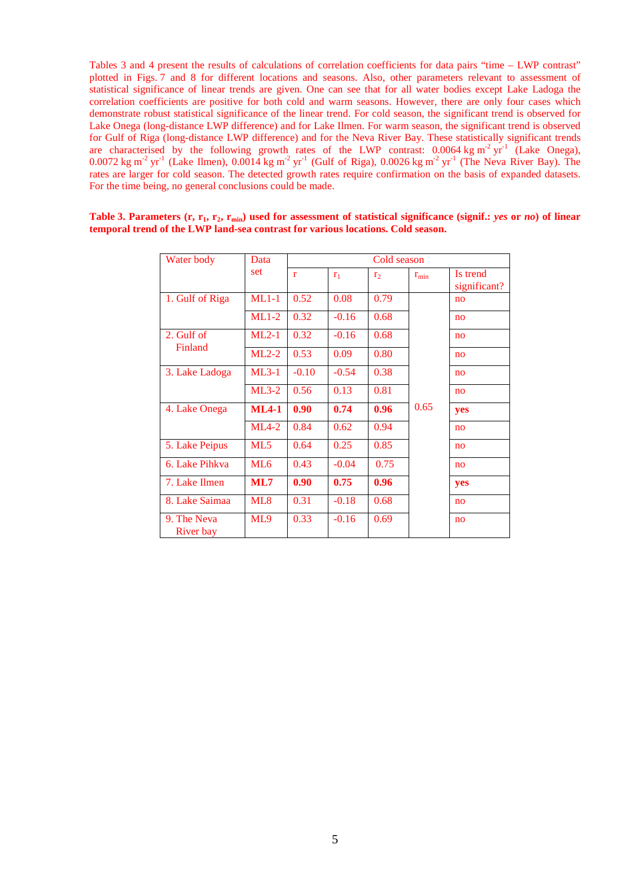Tables 3 and 4 present the results of calculations of correlation coefficients for data pairs "time – LWP contrast" plotted in Figs. 7 and 8 for different locations and seasons. Also, other parameters relevant to assessment of statistical significance of linear trends are given. One can see that for all water bodies except Lake Ladoga the correlation coefficients are positive for both cold and warm seasons. However, there are only four cases which demonstrate robust statistical significance of the linear trend. For cold season, the significant trend is observed for Lake Onega (long-distance LWP difference) and for Lake Ilmen. For warm season, the significant trend is observed for Gulf of Riga (long-distance LWP difference) and for the Neva River Bay. These statistically significant trends are characterised by the following growth rates of the LWP contrast: 0.0064 kg m$^{-2}$ yr$^{-1}$ (Lake Onega), 0.0072 kg m$^{-2}$ yr$^{-1}$ (Lake Ilmen), 0.0014 kg m$^{-2}$ yr$^{-1}$ (Gulf of Riga), 0.0026 kg m$^{-2}$ yr$^{-1}$ (The Neva River Bay). The rates are larger for cold season. The detected growth rates require confirmation on the basis of expanded datasets. For the time being, no general conclusions could be made.

**Table 3. Parameters (r, $r_1$, $r_2$, $r_{min}$) used for assessment of statistical significance (signif.: *yes* or *no*) of linear temporal trend of the LWP land-sea contrast for various locations. Cold season.**

| Water body | Data set | Cold season | | | | |
|---|---|---|---|---|---|---|
| | | r | $r_1$ | $r_2$ | $r_{min}$ | Is trend significant? |
| 1. Gulf of Riga | ML1-1 | 0.52 | 0.08 | 0.79 | 0.65 | no |
| | ML1-2 | 0.32 | -0.16 | 0.68 | 0.65 | no |
| 2. Gulf of Finland | ML2-1 | 0.32 | -0.16 | 0.68 | 0.65 | no |
| | ML2-2 | 0.53 | 0.09 | 0.80 | 0.65 | no |
| 3. Lake Ladoga | ML3-1 | -0.10 | -0.54 | 0.38 | 0.65 | no |
| | ML3-2 | 0.56 | 0.13 | 0.81 | 0.65 | no |
| 4. Lake Onega | **ML4-1** | **0.90** | **0.74** | **0.96** | 0.65 | **yes** |
| | ML4-2 | 0.84 | 0.62 | 0.94 | 0.65 | no |
| 5. Lake Peipus | ML5 | 0.64 | 0.25 | 0.85 | 0.65 | no |
| 6. Lake Pihkva | ML6 | 0.43 | -0.04 | 0.75 | 0.65 | no |
| 7. Lake Ilmen | **ML7** | **0.90** | **0.75** | **0.96** | 0.65 | **yes** |
| 8. Lake Saimaa | ML8 | 0.31 | -0.18 | 0.68 | 0.65 | no |
| 9. The Neva River bay | ML9 | 0.33 | -0.16 | 0.69 | 0.65 | no |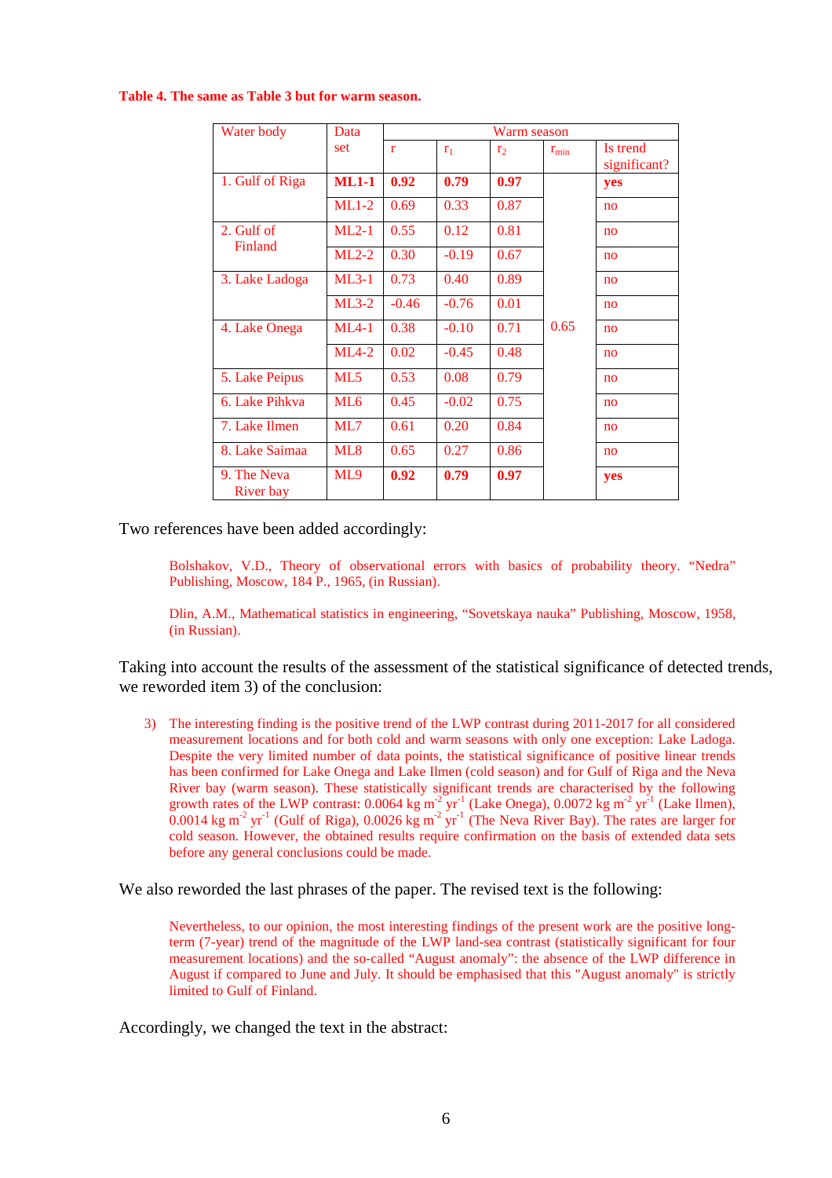**Table 4. The same as Table 3 but for warm season.**

| Water body | Data set | Warm season | | | | |
|---|---|---|---|---|---|---|
| | | r | $r_1$ | $r_2$ | $r_{min}$ | Is trend significant? |
| 1. Gulf of Riga | **ML1-1** | **0.92** | **0.79** | **0.97** | | **yes** |
| | ML1-2 | 0.69 | 0.33 | 0.87 | | no |
| 2. Gulf of Finland | ML2-1 | 0.55 | 0.12 | 0.81 | | no |
| | ML2-2 | 0.30 | -0.19 | 0.67 | | no |
| 3. Lake Ladoga | ML3-1 | 0.73 | 0.40 | 0.89 | | no |
| | ML3-2 | -0.46 | -0.76 | 0.01 | | no |
| 4. Lake Onega | ML4-1 | 0.38 | -0.10 | 0.71 | 0.65 | no |
| | ML4-2 | 0.02 | -0.45 | 0.48 | | no |
| 5. Lake Peipus | ML5 | 0.53 | 0.08 | 0.79 | | no |
| 6. Lake Pihkva | ML6 | 0.45 | -0.02 | 0.75 | | no |
| 7. Lake Ilmen | ML7 | 0.61 | 0.20 | 0.84 | | no |
| 8. Lake Saimaa | ML8 | 0.65 | 0.27 | 0.86 | | no |
| 9. The Neva River bay | ML9 | **0.92** | **0.79** | **0.97** | | **yes** |

Two references have been added accordingly:

> Bolshakov, V.D., Theory of observational errors with basics of probability theory. “Nedra” Publishing, Moscow, 184 P., 1965, (in Russian).
>
> Dlin, A.M., Mathematical statistics in engineering, “Sovetskaya nauka” Publishing, Moscow, 1958, (in Russian).

Taking into account the results of the assessment of the statistical significance of detected trends, we reworded item 3) of the conclusion:

> 3) The interesting finding is the positive trend of the LWP contrast during 2011-2017 for all considered measurement locations and for both cold and warm seasons with only one exception: Lake Ladoga. Despite the very limited number of data points, the statistical significance of positive linear trends has been confirmed for Lake Onega and Lake Ilmen (cold season) and for Gulf of Riga and the Neva River bay (warm season). These statistically significant trends are characterised by the following growth rates of the LWP contrast: 0.0064 kg $m^{-2}$ $yr^{-1}$ (Lake Onega), 0.0072 kg $m^{-2}$ $yr^{-1}$ (Lake Ilmen), 0.0014 kg $m^{-2}$ $yr^{-1}$ (Gulf of Riga), 0.0026 kg $m^{-2}$ $yr^{-1}$ (The Neva River Bay). The rates are larger for cold season. However, the obtained results require confirmation on the basis of extended data sets before any general conclusions could be made.

We also reworded the last phrases of the paper. The revised text is the following:

> Nevertheless, to our opinion, the most interesting findings of the present work are the positive long-term (7-year) trend of the magnitude of the LWP land-sea contrast (statistically significant for four measurement locations) and the so-called “August anomaly”: the absence of the LWP difference in August if compared to June and July. It should be emphasised that this "August anomaly" is strictly limited to Gulf of Finland.

Accordingly, we changed the text in the abstract: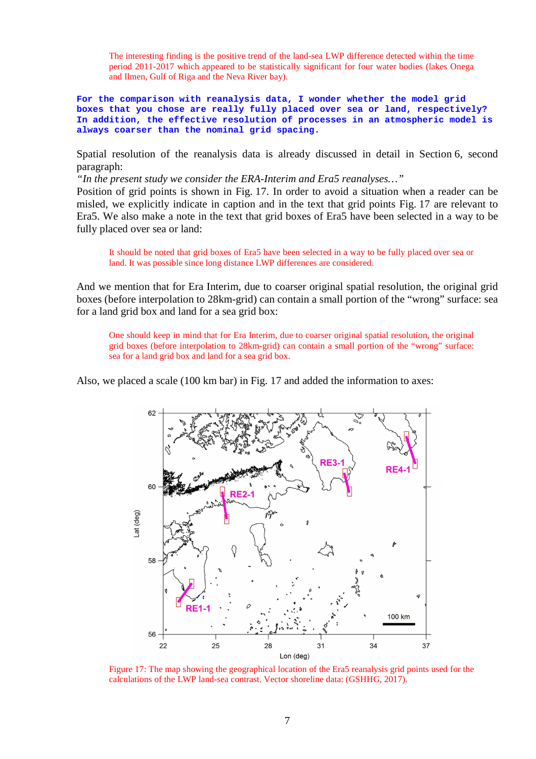The interesting finding is the positive trend of the land-sea LWP difference detected within the time period 2011-2017 which appeared to be statistically significant for four water bodies (lakes Onega and Ilmen, Gulf of Riga and the Neva River bay).

**For the comparison with reanalysis data, I wonder whether the model grid boxes that you chose are really fully placed over sea or land, respectively? In addition, the effective resolution of processes in an atmospheric model is always coarser than the nominal grid spacing.**

Spatial resolution of the reanalysis data is already discussed in detail in Section 6, second paragraph:

*"In the present study we consider the ERA-Interim and Era5 reanalyses…"*

Position of grid points is shown in Fig. 17. In order to avoid a situation when a reader can be misled, we explicitly indicate in caption and in the text that grid points Fig. 17 are relevant to Era5. We also make a note in the text that grid boxes of Era5 have been selected in a way to be fully placed over sea or land:

> It should be noted that grid boxes of Era5 have been selected in a way to be fully placed over sea or land. It was possible since long distance LWP differences are considered.

And we mention that for Era Interim, due to coarser original spatial resolution, the original grid boxes (before interpolation to 28km-grid) can contain a small portion of the "wrong" surface: sea for a land grid box and land for a sea grid box:

> One should keep in mind that for Era Interim, due to coarser original spatial resolution, the original grid boxes (before interpolation to 28km-grid) can contain a small portion of the "wrong" surface: sea for a land grid box and land for a sea grid box.

Also, we placed a scale (100 km bar) in Fig. 17 and added the information to axes:

Figure 17: The map showing the geographical location of the Era5 reanalysis grid points used for the calculations of the LWP land-sea contrast. Vector shoreline data: (GSHHG, 2017).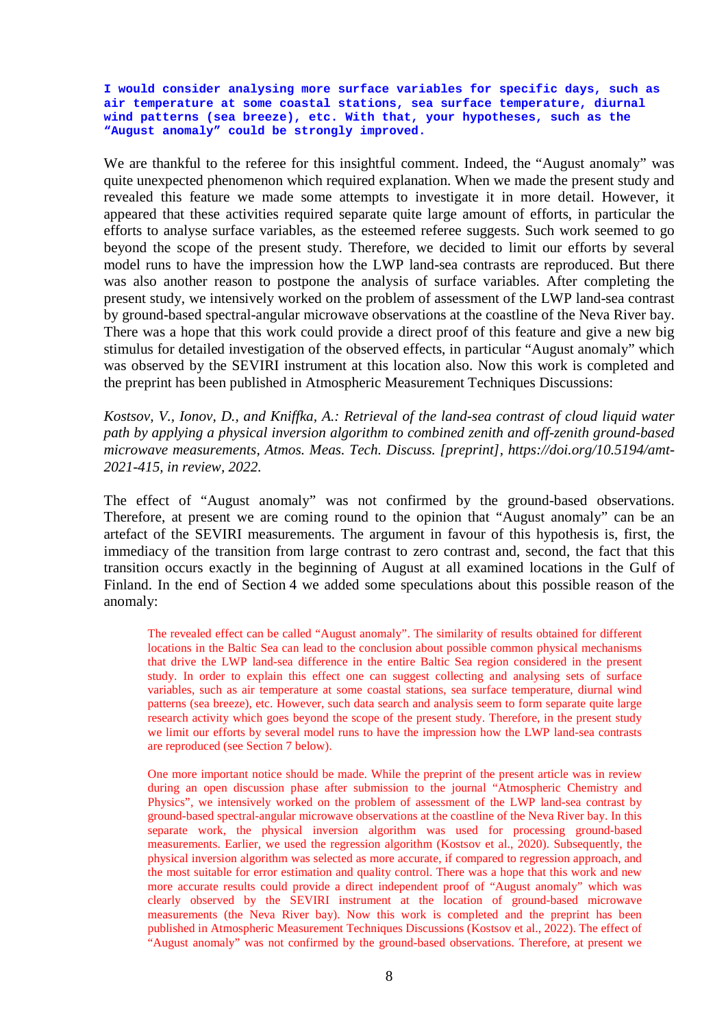**I would consider analysing more surface variables for specific days, such as air temperature at some coastal stations, sea surface temperature, diurnal wind patterns (sea breeze), etc. With that, your hypotheses, such as the "August anomaly" could be strongly improved.**

We are thankful to the referee for this insightful comment. Indeed, the "August anomaly" was quite unexpected phenomenon which required explanation. When we made the present study and revealed this feature we made some attempts to investigate it in more detail. However, it appeared that these activities required separate quite large amount of efforts, in particular the efforts to analyse surface variables, as the esteemed referee suggests. Such work seemed to go beyond the scope of the present study. Therefore, we decided to limit our efforts by several model runs to have the impression how the LWP land-sea contrasts are reproduced. But there was also another reason to postpone the analysis of surface variables. After completing the present study, we intensively worked on the problem of assessment of the LWP land-sea contrast by ground-based spectral-angular microwave observations at the coastline of the Neva River bay. There was a hope that this work could provide a direct proof of this feature and give a new big stimulus for detailed investigation of the observed effects, in particular "August anomaly" which was observed by the SEVIRI instrument at this location also. Now this work is completed and the preprint has been published in Atmospheric Measurement Techniques Discussions:

*Kostsov, V., Ionov, D., and Kniffka, A.: Retrieval of the land-sea contrast of cloud liquid water path by applying a physical inversion algorithm to combined zenith and off-zenith ground-based microwave measurements, Atmos. Meas. Tech. Discuss. [preprint], https://doi.org/10.5194/amt-2021-415, in review, 2022.*

The effect of "August anomaly" was not confirmed by the ground-based observations. Therefore, at present we are coming round to the opinion that "August anomaly" can be an artefact of the SEVIRI measurements. The argument in favour of this hypothesis is, first, the immediacy of the transition from large contrast to zero contrast and, second, the fact that this transition occurs exactly in the beginning of August at all examined locations in the Gulf of Finland. In the end of Section 4 we added some speculations about this possible reason of the anomaly:

> The revealed effect can be called "August anomaly". The similarity of results obtained for different locations in the Baltic Sea can lead to the conclusion about possible common physical mechanisms that drive the LWP land-sea difference in the entire Baltic Sea region considered in the present study. In order to explain this effect one can suggest collecting and analysing sets of surface variables, such as air temperature at some coastal stations, sea surface temperature, diurnal wind patterns (sea breeze), etc. However, such data search and analysis seem to form separate quite large research activity which goes beyond the scope of the present study. Therefore, in the present study we limit our efforts by several model runs to have the impression how the LWP land-sea contrasts are reproduced (see Section 7 below).
>
> One more important notice should be made. While the preprint of the present article was in review during an open discussion phase after submission to the journal "Atmospheric Chemistry and Physics", we intensively worked on the problem of assessment of the LWP land-sea contrast by ground-based spectral-angular microwave observations at the coastline of the Neva River bay. In this separate work, the physical inversion algorithm was used for processing ground-based measurements. Earlier, we used the regression algorithm (Kostsov et al., 2020). Subsequently, the physical inversion algorithm was selected as more accurate, if compared to regression approach, and the most suitable for error estimation and quality control. There was a hope that this work and new more accurate results could provide a direct independent proof of "August anomaly" which was clearly observed by the SEVIRI instrument at the location of ground-based microwave measurements (the Neva River bay). Now this work is completed and the preprint has been published in Atmospheric Measurement Techniques Discussions (Kostsov et al., 2022). The effect of "August anomaly" was not confirmed by the ground-based observations. Therefore, at present we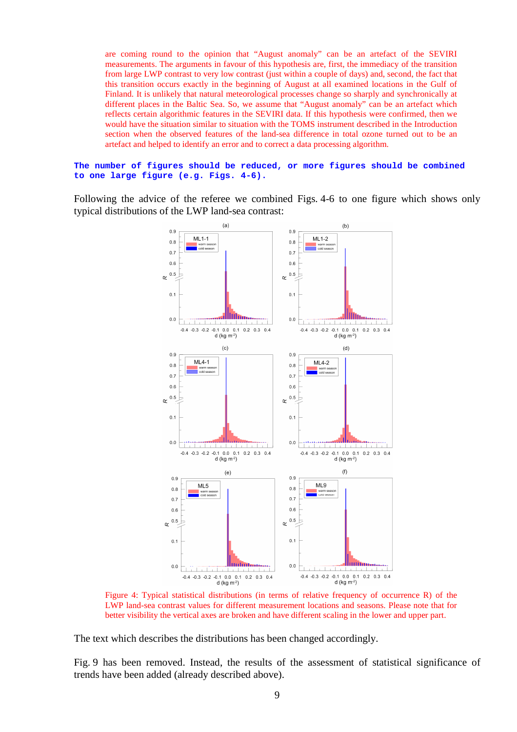are coming round to the opinion that "August anomaly" can be an artefact of the SEVIRI measurements. The arguments in favour of this hypothesis are, first, the immediacy of the transition from large LWP contrast to very low contrast (just within a couple of days) and, second, the fact that this transition occurs exactly in the beginning of August at all examined locations in the Gulf of Finland. It is unlikely that natural meteorological processes change so sharply and synchronically at different places in the Baltic Sea. So, we assume that "August anomaly" can be an artefact which reflects certain algorithmic features in the SEVIRI data. If this hypothesis were confirmed, then we would have the situation similar to situation with the TOMS instrument described in the Introduction section when the observed features of the land-sea difference in total ozone turned out to be an artefact and helped to identify an error and to correct a data processing algorithm.

**The number of figures should be reduced, or more figures should be combined to one large figure (e.g. Figs. 4-6).**

Following the advice of the referee we combined Figs. 4-6 to one figure which shows only typical distributions of the LWP land-sea contrast:

Figure 4: Typical statistical distributions (in terms of relative frequency of occurrence R) of the LWP land-sea contrast values for different measurement locations and seasons. Please note that for better visibility the vertical axes are broken and have different scaling in the lower and upper part.

The text which describes the distributions has been changed accordingly.

Fig. 9 has been removed. Instead, the results of the assessment of statistical significance of trends have been added (already described above).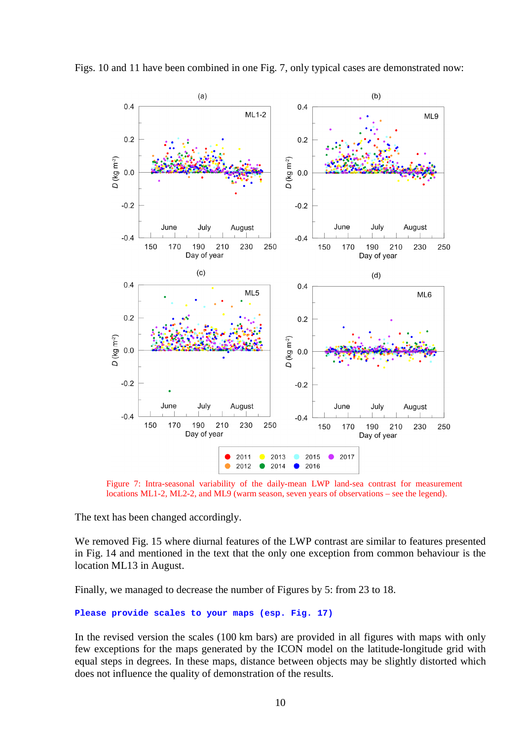Figs. 10 and 11 have been combined in one Fig. 7, only typical cases are demonstrated now:

Figure 7: Intra-seasonal variability of the daily-mean LWP land-sea contrast for measurement locations ML1-2, ML2-2, and ML9 (warm season, seven years of observations – see the legend).

The text has been changed accordingly.

We removed Fig. 15 where diurnal features of the LWP contrast are similar to features presented in Fig. 14 and mentioned in the text that the only one exception from common behaviour is the location ML13 in August.

Finally, we managed to decrease the number of Figures by 5: from 23 to 18.

**Please provide scales to your maps (esp. Fig. 17)**

In the revised version the scales (100 km bars) are provided in all figures with maps with only few exceptions for the maps generated by the ICON model on the latitude-longitude grid with equal steps in degrees. In these maps, distance between objects may be slightly distorted which does not influence the quality of demonstration of the results.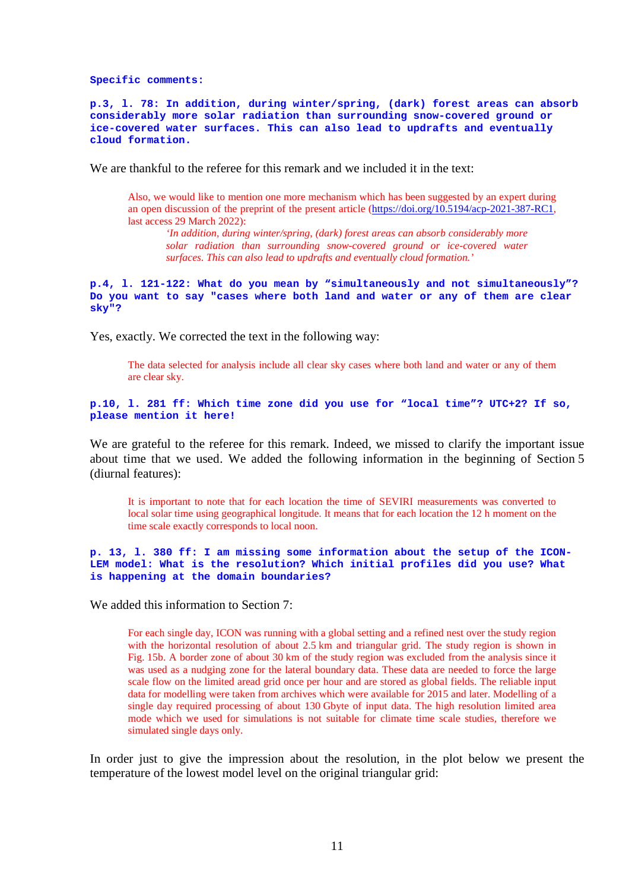**Specific comments:**

**p.3, l. 78: In addition, during winter/spring, (dark) forest areas can absorb considerably more solar radiation than surrounding snow-covered ground or ice-covered water surfaces. This can also lead to updrafts and eventually cloud formation.**

We are thankful to the referee for this remark and we included it in the text:

> Also, we would like to mention one more mechanism which has been suggested by an expert during an open discussion of the preprint of the present article (https://doi.org/10.5194/acp-2021-387-RC1, last access 29 March 2022):
>
> > *'In addition, during winter/spring, (dark) forest areas can absorb considerably more solar radiation than surrounding snow-covered ground or ice-covered water surfaces. This can also lead to updrafts and eventually cloud formation.'*

**p.4, l. 121-122: What do you mean by "simultaneously and not simultaneously"? Do you want to say "cases where both land and water or any of them are clear sky"?**

Yes, exactly. We corrected the text in the following way:

> The data selected for analysis include all clear sky cases where both land and water or any of them are clear sky.

**p.10, l. 281 ff: Which time zone did you use for "local time"? UTC+2? If so, please mention it here!**

We are grateful to the referee for this remark. Indeed, we missed to clarify the important issue about time that we used. We added the following information in the beginning of Section 5 (diurnal features):

> It is important to note that for each location the time of SEVIRI measurements was converted to local solar time using geographical longitude. It means that for each location the 12 h moment on the time scale exactly corresponds to local noon.

**p. 13, l. 380 ff: I am missing some information about the setup of the ICON-LEM model: What is the resolution? Which initial profiles did you use? What is happening at the domain boundaries?**

We added this information to Section 7:

> For each single day, ICON was running with a global setting and a refined nest over the study region with the horizontal resolution of about 2.5 km and triangular grid. The study region is shown in Fig. 15b. A border zone of about 30 km of the study region was excluded from the analysis since it was used as a nudging zone for the lateral boundary data. These data are needed to force the large scale flow on the limited aread grid once per hour and are stored as global fields. The reliable input data for modelling were taken from archives which were available for 2015 and later. Modelling of a single day required processing of about 130 Gbyte of input data. The high resolution limited area mode which we used for simulations is not suitable for climate time scale studies, therefore we simulated single days only.

In order just to give the impression about the resolution, in the plot below we present the temperature of the lowest model level on the original triangular grid: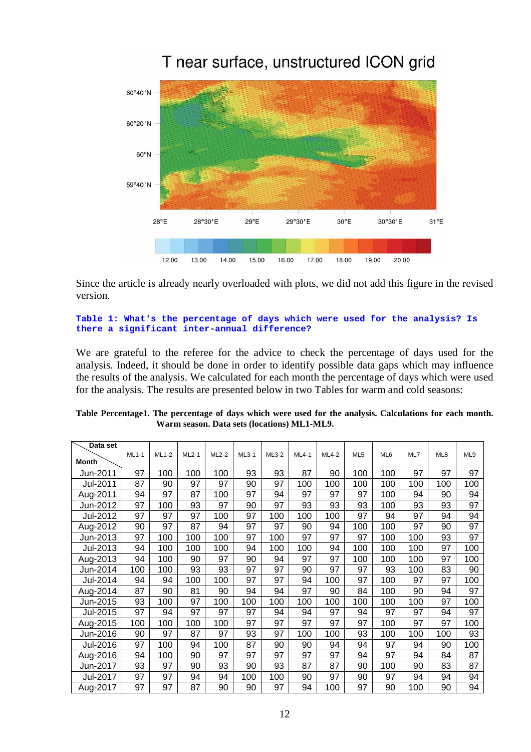Since the article is already nearly overloaded with plots, we did not add this figure in the revised version.

**Table 1: What's the percentage of days which were used for the analysis? Is there a significant inter-annual difference?**

We are grateful to the referee for the advice to check the percentage of days used for the analysis. Indeed, it should be done in order to identify possible data gaps which may influence the results of the analysis. We calculated for each month the percentage of days which were used for the analysis. The results are presented below in two Tables for warm and cold seasons:

**Table Percentage1. The percentage of days which were used for the analysis. Calculations for each month. Warm season. Data sets (locations) ML1-ML9.**

| Data set / Month | ML1-1 | ML1-2 | ML2-1 | ML2-2 | ML3-1 | ML3-2 | ML4-1 | ML4-2 | ML5 | ML6 | ML7 | ML8 | ML9 |
|---|---|---|---|---|---|---|---|---|---|---|---|---|---|
| Jun-2011 | 97 | 100 | 100 | 100 | 93 | 93 | 87 | 90 | 100 | 100 | 97 | 97 | 97 |
| Jul-2011 | 87 | 90 | 97 | 97 | 90 | 97 | 100 | 100 | 100 | 100 | 100 | 100 | 100 |
| Aug-2011 | 94 | 97 | 87 | 100 | 97 | 94 | 97 | 97 | 97 | 100 | 94 | 90 | 94 |
| Jun-2012 | 97 | 100 | 93 | 97 | 90 | 97 | 93 | 93 | 93 | 100 | 93 | 93 | 97 |
| Jul-2012 | 97 | 97 | 97 | 100 | 97 | 100 | 100 | 100 | 97 | 94 | 97 | 94 | 94 |
| Aug-2012 | 90 | 97 | 87 | 94 | 97 | 97 | 90 | 94 | 100 | 100 | 97 | 90 | 97 |
| Jun-2013 | 97 | 100 | 100 | 100 | 97 | 100 | 97 | 97 | 97 | 100 | 100 | 93 | 97 |
| Jul-2013 | 94 | 100 | 100 | 100 | 94 | 100 | 100 | 94 | 100 | 100 | 100 | 97 | 100 |
| Aug-2013 | 94 | 100 | 90 | 97 | 90 | 94 | 97 | 97 | 100 | 100 | 100 | 97 | 100 |
| Jun-2014 | 100 | 100 | 93 | 93 | 97 | 97 | 90 | 97 | 97 | 93 | 100 | 83 | 90 |
| Jul-2014 | 94 | 94 | 100 | 100 | 97 | 97 | 94 | 100 | 97 | 100 | 97 | 97 | 100 |
| Aug-2014 | 87 | 90 | 81 | 90 | 94 | 94 | 97 | 90 | 84 | 100 | 90 | 94 | 97 |
| Jun-2015 | 93 | 100 | 97 | 100 | 100 | 100 | 100 | 100 | 100 | 100 | 100 | 97 | 100 |
| Jul-2015 | 97 | 94 | 97 | 97 | 97 | 94 | 94 | 97 | 94 | 97 | 97 | 94 | 97 |
| Aug-2015 | 100 | 100 | 100 | 100 | 97 | 97 | 97 | 97 | 97 | 100 | 97 | 97 | 100 |
| Jun-2016 | 90 | 97 | 87 | 97 | 93 | 97 | 100 | 100 | 93 | 100 | 100 | 100 | 93 |
| Jul-2016 | 97 | 100 | 94 | 100 | 87 | 90 | 90 | 94 | 94 | 97 | 94 | 90 | 100 |
| Aug-2016 | 94 | 100 | 90 | 97 | 97 | 97 | 97 | 97 | 94 | 97 | 94 | 84 | 87 |
| Jun-2017 | 93 | 97 | 90 | 93 | 90 | 93 | 87 | 87 | 90 | 100 | 90 | 83 | 87 |
| Jul-2017 | 97 | 97 | 94 | 94 | 100 | 100 | 90 | 97 | 90 | 97 | 94 | 94 | 94 |
| Aug-2017 | 97 | 97 | 87 | 90 | 90 | 97 | 94 | 100 | 97 | 90 | 100 | 90 | 94 |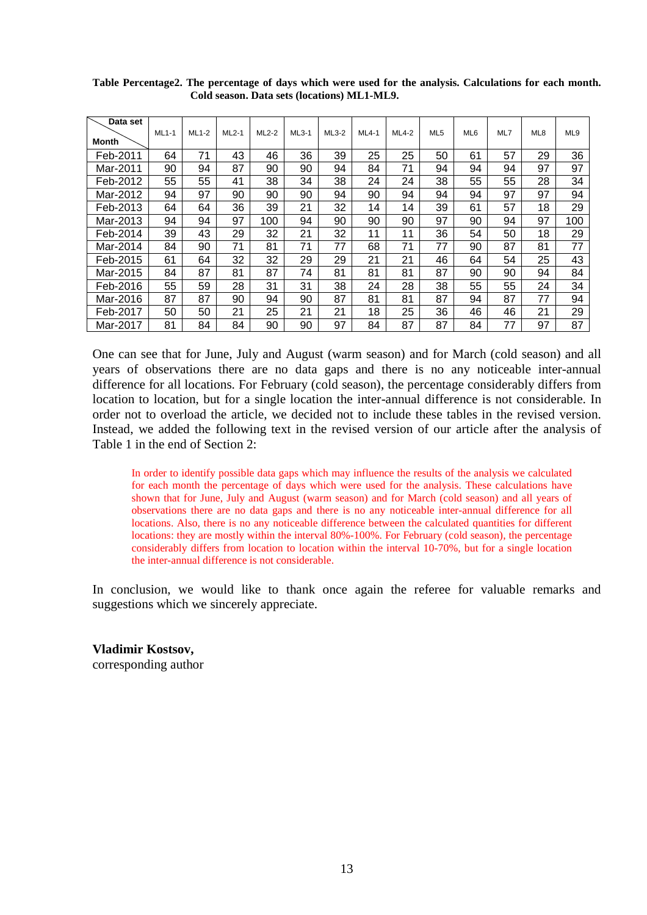**Table Percentage2. The percentage of days which were used for the analysis. Calculations for each month. Cold season. Data sets (locations) ML1-ML9.**

| Data set / Month | ML1-1 | ML1-2 | ML2-1 | ML2-2 | ML3-1 | ML3-2 | ML4-1 | ML4-2 | ML5 | ML6 | ML7 | ML8 | ML9 |
|---|---|---|---|---|---|---|---|---|---|---|---|---|---|
| Feb-2011 | 64 | 71 | 43 | 46 | 36 | 39 | 25 | 25 | 50 | 61 | 57 | 29 | 36 |
| Mar-2011 | 90 | 94 | 87 | 90 | 90 | 94 | 84 | 71 | 94 | 94 | 94 | 97 | 97 |
| Feb-2012 | 55 | 55 | 41 | 38 | 34 | 38 | 24 | 24 | 38 | 55 | 55 | 28 | 34 |
| Mar-2012 | 94 | 97 | 90 | 90 | 90 | 94 | 90 | 94 | 94 | 94 | 97 | 97 | 94 |
| Feb-2013 | 64 | 64 | 36 | 39 | 21 | 32 | 14 | 14 | 39 | 61 | 57 | 18 | 29 |
| Mar-2013 | 94 | 94 | 97 | 100 | 94 | 90 | 90 | 90 | 97 | 90 | 94 | 97 | 100 |
| Feb-2014 | 39 | 43 | 29 | 32 | 21 | 32 | 11 | 11 | 36 | 54 | 50 | 18 | 29 |
| Mar-2014 | 84 | 90 | 71 | 81 | 71 | 77 | 68 | 71 | 77 | 90 | 87 | 81 | 77 |
| Feb-2015 | 61 | 64 | 32 | 32 | 29 | 29 | 21 | 21 | 46 | 64 | 54 | 25 | 43 |
| Mar-2015 | 84 | 87 | 81 | 87 | 74 | 81 | 81 | 81 | 87 | 90 | 90 | 94 | 84 |
| Feb-2016 | 55 | 59 | 28 | 31 | 31 | 38 | 24 | 28 | 38 | 55 | 55 | 24 | 34 |
| Mar-2016 | 87 | 87 | 90 | 94 | 90 | 87 | 81 | 81 | 87 | 94 | 87 | 77 | 94 |
| Feb-2017 | 50 | 50 | 21 | 25 | 21 | 21 | 18 | 25 | 36 | 46 | 46 | 21 | 29 |
| Mar-2017 | 81 | 84 | 84 | 90 | 90 | 97 | 84 | 87 | 87 | 84 | 77 | 97 | 87 |

One can see that for June, July and August (warm season) and for March (cold season) and all years of observations there are no data gaps and there is no any noticeable inter-annual difference for all locations. For February (cold season), the percentage considerably differs from location to location, but for a single location the inter-annual difference is not considerable. In order not to overload the article, we decided not to include these tables in the revised version. Instead, we added the following text in the revised version of our article after the analysis of Table 1 in the end of Section 2:

> In order to identify possible data gaps which may influence the results of the analysis we calculated for each month the percentage of days which were used for the analysis. These calculations have shown that for June, July and August (warm season) and for March (cold season) and all years of observations there are no data gaps and there is no any noticeable inter-annual difference for all locations. Also, there is no any noticeable difference between the calculated quantities for different locations: they are mostly within the interval 80%-100%. For February (cold season), the percentage considerably differs from location to location within the interval 10-70%, but for a single location the inter-annual difference is not considerable.

In conclusion, we would like to thank once again the referee for valuable remarks and suggestions which we sincerely appreciate.

**Vladimir Kostsov,**
corresponding author